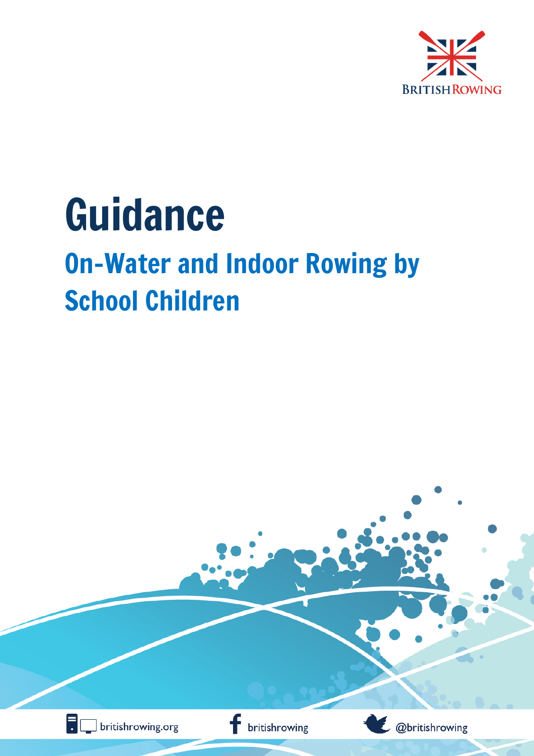BRITISH ROWING

# Guidance

## On-Water and Indoor Rowing by School Children

britishrowing.org

britishrowing

@britishrowing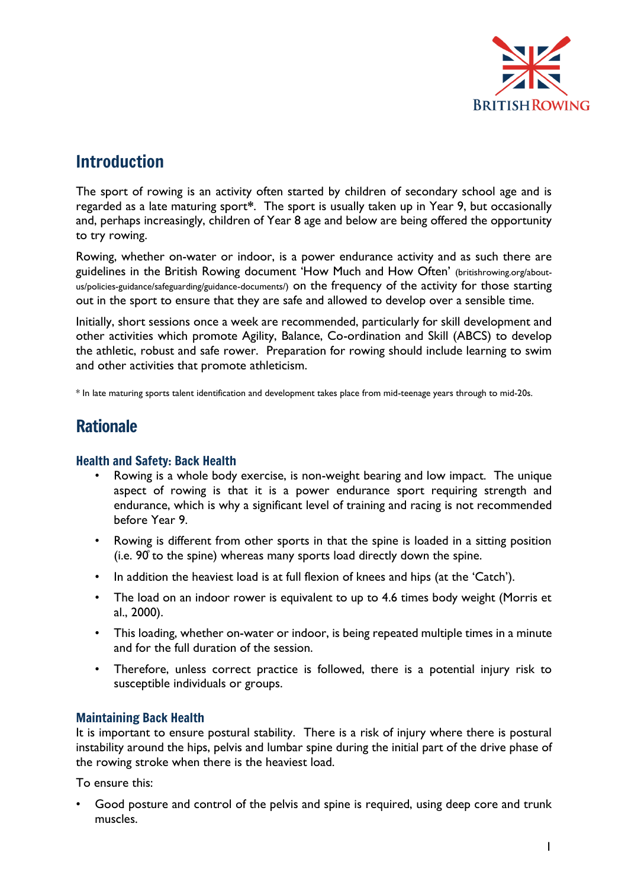## Introduction

The sport of rowing is an activity often started by children of secondary school age and is regarded as a late maturing sport*. The sport is usually taken up in Year 9, but occasionally and, perhaps increasingly, children of Year 8 age and below are being offered the opportunity to try rowing.

Rowing, whether on-water or indoor, is a power endurance activity and as such there are guidelines in the British Rowing document 'How Much and How Often' (britishrowing.org/about-us/policies-guidance/safeguarding/guidance-documents/) on the frequency of the activity for those starting out in the sport to ensure that they are safe and allowed to develop over a sensible time.

Initially, short sessions once a week are recommended, particularly for skill development and other activities which promote Agility, Balance, Co-ordination and Skill (ABCS) to develop the athletic, robust and safe rower. Preparation for rowing should include learning to swim and other activities that promote athleticism.

* In late maturing sports talent identification and development takes place from mid-teenage years through to mid-20s.

## Rationale

### Health and Safety: Back Health

- Rowing is a whole body exercise, is non-weight bearing and low impact. The unique aspect of rowing is that it is a power endurance sport requiring strength and endurance, which is why a significant level of training and racing is not recommended before Year 9.
- Rowing is different from other sports in that the spine is loaded in a sitting position (i.e. 90° to the spine) whereas many sports load directly down the spine.
- In addition the heaviest load is at full flexion of knees and hips (at the 'Catch').
- The load on an indoor rower is equivalent to up to 4.6 times body weight (Morris et al., 2000).
- This loading, whether on-water or indoor, is being repeated multiple times in a minute and for the full duration of the session.
- Therefore, unless correct practice is followed, there is a potential injury risk to susceptible individuals or groups.

### Maintaining Back Health

It is important to ensure postural stability. There is a risk of injury where there is postural instability around the hips, pelvis and lumbar spine during the initial part of the drive phase of the rowing stroke when there is the heaviest load.

To ensure this:

- Good posture and control of the pelvis and spine is required, using deep core and trunk muscles.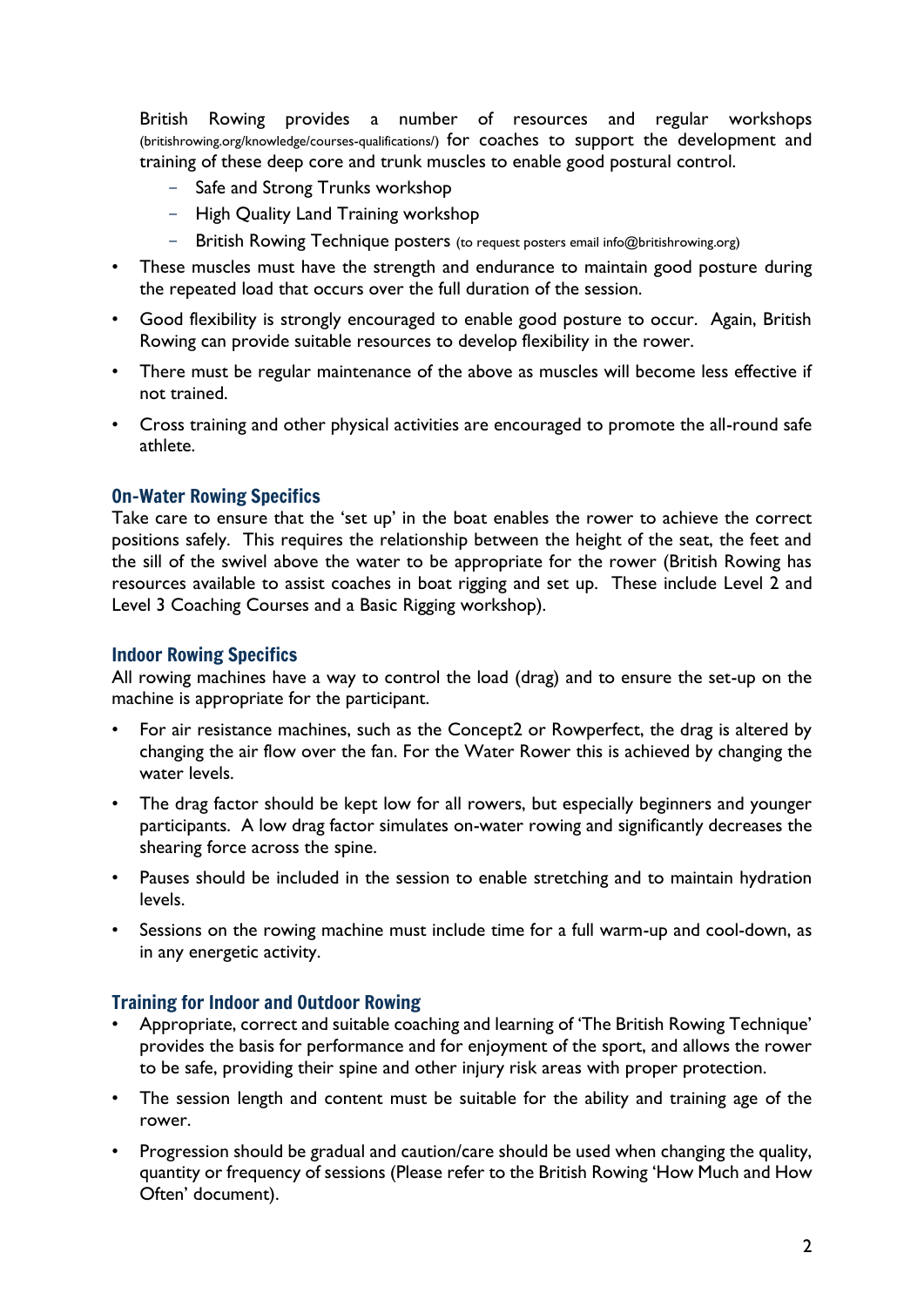British Rowing provides a number of resources and regular workshops (britishrowing.org/knowledge/courses-qualifications/) for coaches to support the development and training of these deep core and trunk muscles to enable good postural control.

  - Safe and Strong Trunks workshop
  - High Quality Land Training workshop
  - British Rowing Technique posters (to request posters email info@britishrowing.org)

- These muscles must have the strength and endurance to maintain good posture during the repeated load that occurs over the full duration of the session.
- Good flexibility is strongly encouraged to enable good posture to occur. Again, British Rowing can provide suitable resources to develop flexibility in the rower.
- There must be regular maintenance of the above as muscles will become less effective if not trained.
- Cross training and other physical activities are encouraged to promote the all-round safe athlete.

### On-Water Rowing Specifics

Take care to ensure that the 'set up' in the boat enables the rower to achieve the correct positions safely. This requires the relationship between the height of the seat, the feet and the sill of the swivel above the water to be appropriate for the rower (British Rowing has resources available to assist coaches in boat rigging and set up. These include Level 2 and Level 3 Coaching Courses and a Basic Rigging workshop).

### Indoor Rowing Specifics

All rowing machines have a way to control the load (drag) and to ensure the set-up on the machine is appropriate for the participant.

- For air resistance machines, such as the Concept2 or Rowperfect, the drag is altered by changing the air flow over the fan. For the Water Rower this is achieved by changing the water levels.
- The drag factor should be kept low for all rowers, but especially beginners and younger participants. A low drag factor simulates on-water rowing and significantly decreases the shearing force across the spine.
- Pauses should be included in the session to enable stretching and to maintain hydration levels.
- Sessions on the rowing machine must include time for a full warm-up and cool-down, as in any energetic activity.

### Training for Indoor and Outdoor Rowing

- Appropriate, correct and suitable coaching and learning of 'The British Rowing Technique' provides the basis for performance and for enjoyment of the sport, and allows the rower to be safe, providing their spine and other injury risk areas with proper protection.
- The session length and content must be suitable for the ability and training age of the rower.
- Progression should be gradual and caution/care should be used when changing the quality, quantity or frequency of sessions (Please refer to the British Rowing 'How Much and How Often' document).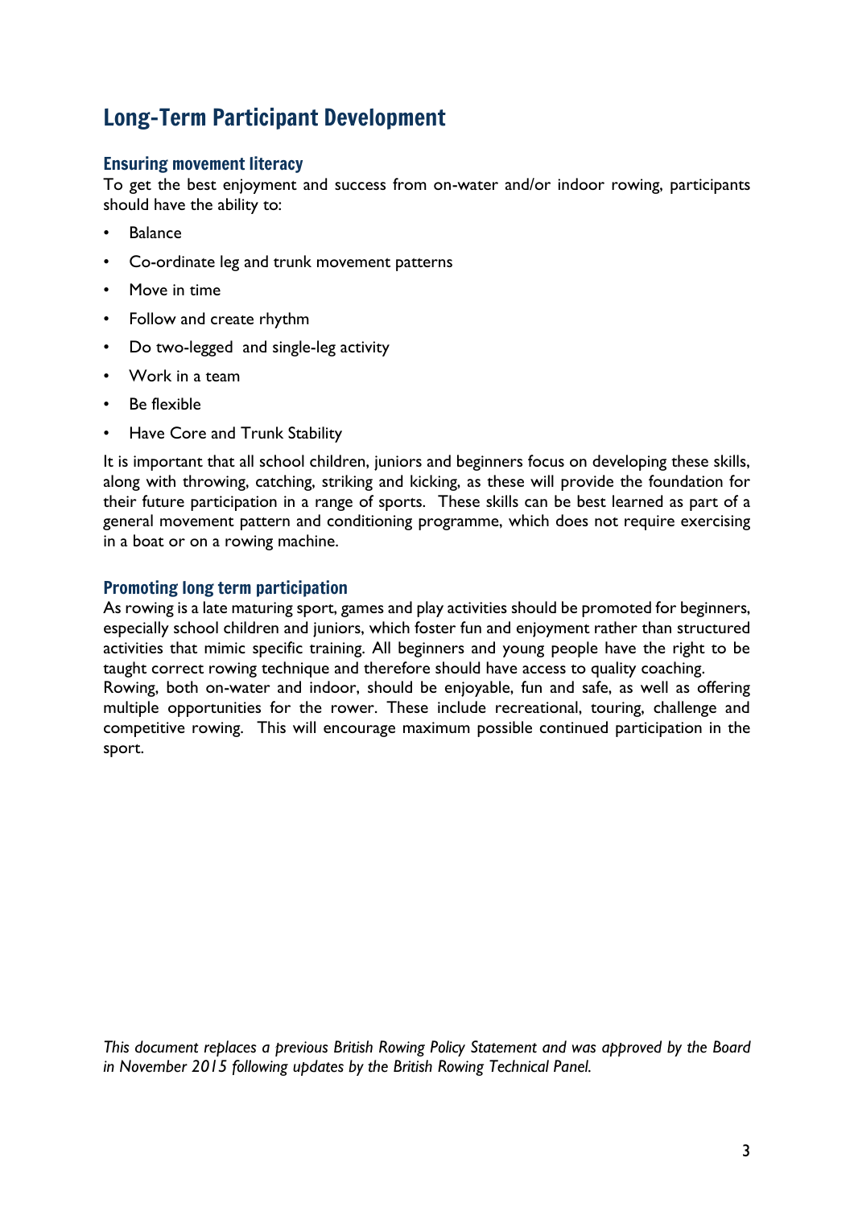## Long-Term Participant Development

### Ensuring movement literacy

To get the best enjoyment and success from on-water and/or indoor rowing, participants should have the ability to:

- Balance
- Co-ordinate leg and trunk movement patterns
- Move in time
- Follow and create rhythm
- Do two-legged and single-leg activity
- Work in a team
- Be flexible
- Have Core and Trunk Stability

It is important that all school children, juniors and beginners focus on developing these skills, along with throwing, catching, striking and kicking, as these will provide the foundation for their future participation in a range of sports. These skills can be best learned as part of a general movement pattern and conditioning programme, which does not require exercising in a boat or on a rowing machine.

### Promoting long term participation

As rowing is a late maturing sport, games and play activities should be promoted for beginners, especially school children and juniors, which foster fun and enjoyment rather than structured activities that mimic specific training. All beginners and young people have the right to be taught correct rowing technique and therefore should have access to quality coaching.

Rowing, both on-water and indoor, should be enjoyable, fun and safe, as well as offering multiple opportunities for the rower. These include recreational, touring, challenge and competitive rowing. This will encourage maximum possible continued participation in the sport.

*This document replaces a previous British Rowing Policy Statement and was approved by the Board in November 2015 following updates by the British Rowing Technical Panel.*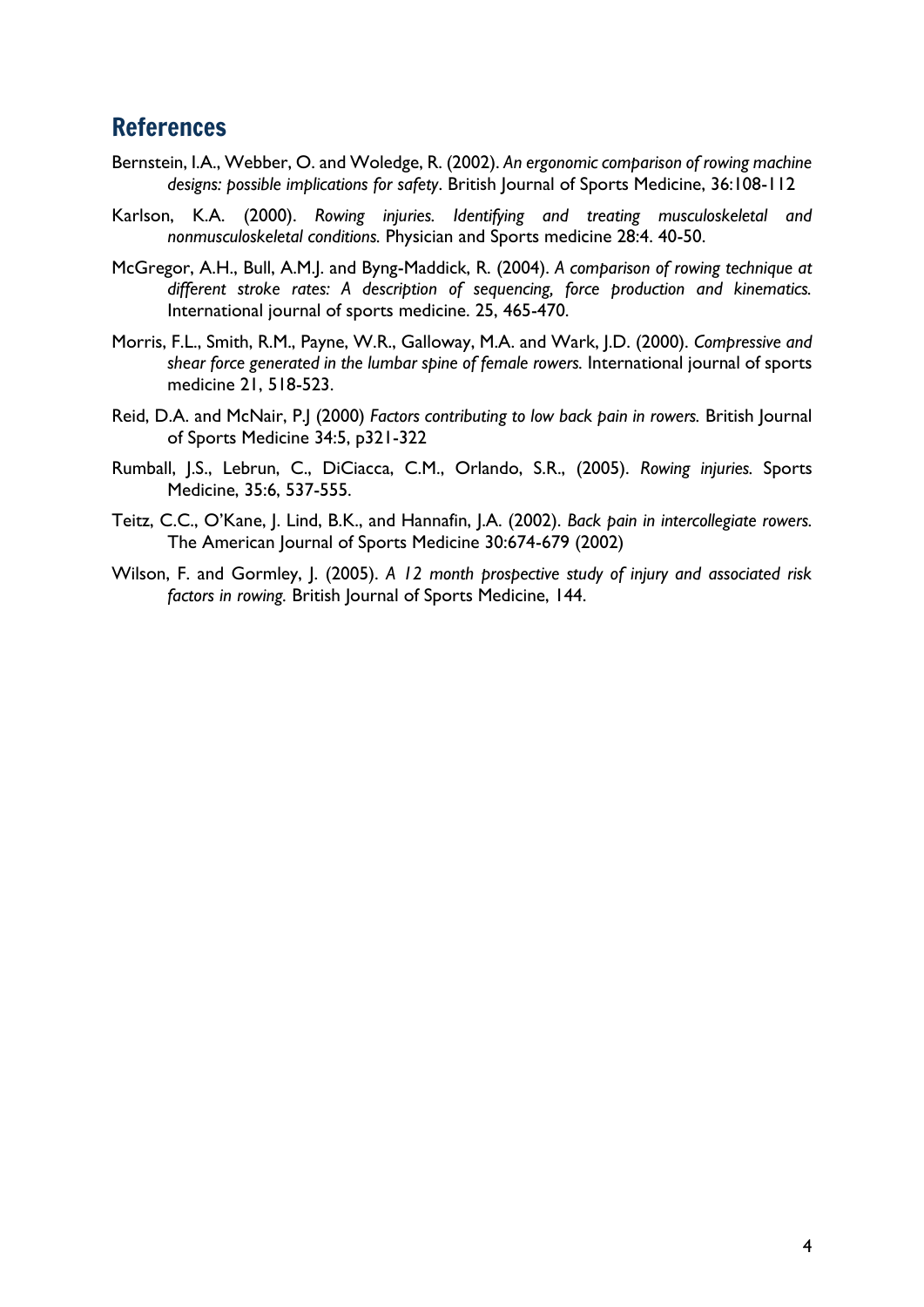## References

Bernstein, I.A., Webber, O. and Woledge, R. (2002). *An ergonomic comparison of rowing machine designs: possible implications for safety*. British Journal of Sports Medicine, 36:108-112

Karlson, K.A. (2000). *Rowing injuries. Identifying and treating musculoskeletal and nonmusculoskeletal conditions.* Physician and Sports medicine 28:4. 40-50.

McGregor, A.H., Bull, A.M.J. and Byng-Maddick, R. (2004). *A comparison of rowing technique at different stroke rates: A description of sequencing, force production and kinematics.* International journal of sports medicine. 25, 465-470.

Morris, F.L., Smith, R.M., Payne, W.R., Galloway, M.A. and Wark, J.D. (2000). *Compressive and shear force generated in the lumbar spine of female rowers.* International journal of sports medicine 21, 518-523.

Reid, D.A. and McNair, P.J (2000) *Factors contributing to low back pain in rowers.* British Journal of Sports Medicine 34:5, p321-322

Rumball, J.S., Lebrun, C., DiCiacca, C.M., Orlando, S.R., (2005). *Rowing injuries.* Sports Medicine, 35:6, 537-555.

Teitz, C.C., O'Kane, J. Lind, B.K., and Hannafin, J.A. (2002). *Back pain in intercollegiate rowers.* The American Journal of Sports Medicine 30:674-679 (2002)

Wilson, F. and Gormley, J. (2005). *A 12 month prospective study of injury and associated risk factors in rowing.* British Journal of Sports Medicine, 144.